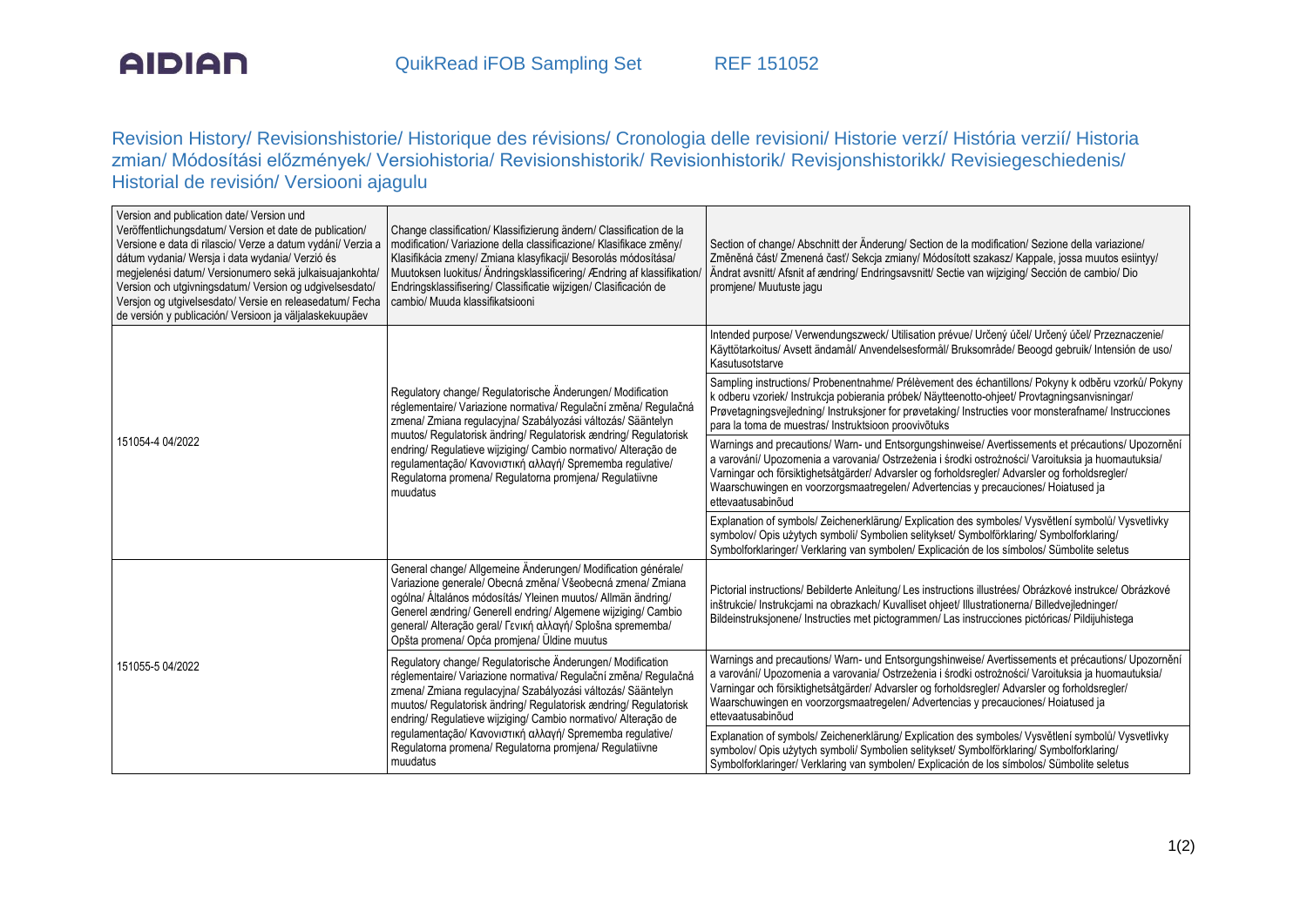AIDIAN QuikRead iFOB Sampling Set REF 151052

## Revision History/ Revisionshistorie/ Historique des révisions/ Cronologia delle revisioni/ Historie verzí/ História verzií/ Historia zmian/ Módosítási előzmények/ Versiohistoria/ Revisionshistorik/ Revisionhistorik/ Revisjonshistorikk/ Revisiegeschiedenis/ Historial de revisión/ Versiooni ajagulu

| Version and publication date/ Version und Veröffentlichungsdatum/ Version et date de publication/ Versione e data di rilascio/ Verze a datum vydání/ Verzia a dátum vydania/ Wersja i data wydania/ Verzió és megjelenési dátum/ Versionumero sekä julkaisuajankohta/ Version och utgivningsdatum/ Version og udgivelsesdato/ Versjon og utgivelsesdato/ Versie en releasedatum/ Fecha de versión y publicación/ Versioon ja väljalaskekuupäev | Change classification/ Klassifizierung ändern/ Classification de la modification/ Variazione della classificazione/ Klasifikace změny/ Klasifikácia zmeny/ Zmiana klasyfikacji/ Besorolás módosítása/ Muutoksen luokitus/ Ändringsklassificering/ Ændring af klassifikation/ Endringsklassifisering/ Classificatie wijzigen/ Clasificación de cambio/ Muuda klassifikatsiooni | Section of change/ Abschnitt der Änderung/ Section de la modification/ Sezione della variazione/ Změněná část/ Zmenená časť/ Sekcja zmiany/ Módosított szakasz/ Kappale, jossa muutos esiintyy/ Ändrat avsnitt/ Afsnit af ændring/ Endringsavsnitt/ Sectie van wijziging/ Sección de cambio/ Dio promjene/ Muutuste jagu |
|---|---|---|
| 151054-4 04/2022 | Regulatory change/ Regulatorische Änderungen/ Modification réglementaire/ Variazione normativa/ Regulační změna/ Regulačná zmena/ Zmiana regulacyjna/ Szabályozási változás/ Sääntelyn muutos/ Regulatorisk ändring/ Regulatorisk ændring/ Regulatorisk endring/ Regulatieve wijziging/ Cambio normativo/ Alteração de regulamentação/ Κανονιστική αλλαγή/ Sprememba regulative/ Regulatorna promena/ Regulatorna promjena/ Regulatiivne muudatus | Intended purpose/ Verwendungszweck/ Utilisation prévue/ Určený účel/ Určený účel/ Przeznaczenie/ Käyttötarkoitus/ Avsett ändamål/ Anvendelsesformål/ Bruksområde/ Beoogd gebruik/ Intensión de uso/ Kasutusotstarve |
| | | Sampling instructions/ Probenentnahme/ Prélèvement des échantillons/ Pokyny k odběru vzorků/ Pokyny k odberu vzoriek/ Instrukcja pobierania próbek/ Näytteenotto-ohjeet/ Provtagningsanvisningar/ Prøvetagningsvejledning/ Instruksjoner for prøvetaking/ Instructies voor monsterafname/ Instrucciones para la toma de muestras/ Instruktsioon proovivõtuks |
| | | Warnings and precautions/ Warn- und Entsorgungshinweise/ Avertissements et précautions/ Upozornění a varování/ Upozornenia a varovania/ Ostrzeżenia i środki ostrożności/ Varoituksia ja huomautuksia/ Varningar och försiktighetsåtgärder/ Advarsler og forholdsregler/ Advarsler og forholdsregler/ Waarschuwingen en voorzorgsmaatregelen/ Advertencias y precauciones/ Hoiatused ja ettevaatusabinõud |
| | | Explanation of symbols/ Zeichenerklärung/ Explication des symboles/ Vysvětlení symbolů/ Vysvetlivky symbolov/ Opis użytych symboli/ Symbolien selitykset/ Symbolförklaring/ Symbolforklaring/ Symbolforklaringer/ Verklaring van symbolen/ Explicación de los símbolos/ Sümbolite seletus |
| 151055-5 04/2022 | General change/ Allgemeine Änderungen/ Modification générale/ Variazione generale/ Obecná změna/ Všeobecná zmena/ Zmiana ogólna/ Általános módosítás/ Yleinen muutos/ Allmän ändring/ Generel ændring/ Generell endring/ Algemene wijziging/ Cambio general/ Alteração geral/ Γενική αλλαγή/ Splošna sprememba/ Opšta promena/ Opća promjena/ Üldine muutus | Pictorial instructions/ Bebilderte Anleitung/ Les instructions illustrées/ Obrázkové instrukce/ Obrázkové inštrukcie/ Instrukcjami na obrazkach/ Kuvalliset ohjeet/ Illustrationerna/ Billedvejledninger/ Bildeinstruksjonene/ Instructies met pictogrammen/ Las instrucciones pictóricas/ Pildijuhistega |
| | Regulatory change/ Regulatorische Änderungen/ Modification réglementaire/ Variazione normativa/ Regulační změna/ Regulačná zmena/ Zmiana regulacyjna/ Szabályozási változás/ Sääntelyn muutos/ Regulatorisk ändring/ Regulatorisk ændring/ Regulatorisk endring/ Regulatieve wijziging/ Cambio normativo/ Alteração de regulamentação/ Κανονιστική αλλαγή/ Sprememba regulative/ Regulatorna promena/ Regulatorna promjena/ Regulatiivne muudatus | Warnings and precautions/ Warn- und Entsorgungshinweise/ Avertissements et précautions/ Upozornění a varování/ Upozornenia a varovania/ Ostrzeżenia i środki ostrożności/ Varoituksia ja huomautuksia/ Varningar och försiktighetsåtgärder/ Advarsler og forholdsregler/ Advarsler og forholdsregler/ Waarschuwingen en voorzorgsmaatregelen/ Advertencias y precauciones/ Hoiatused ja ettevaatusabinõud |
| | | Explanation of symbols/ Zeichenerklärung/ Explication des symboles/ Vysvětlení symbolů/ Vysvetlivky symbolov/ Opis użytych symboli/ Symbolien selitykset/ Symbolförklaring/ Symbolforklaring/ Symbolforklaringer/ Verklaring van symbolen/ Explicación de los símbolos/ Sümbolite seletus |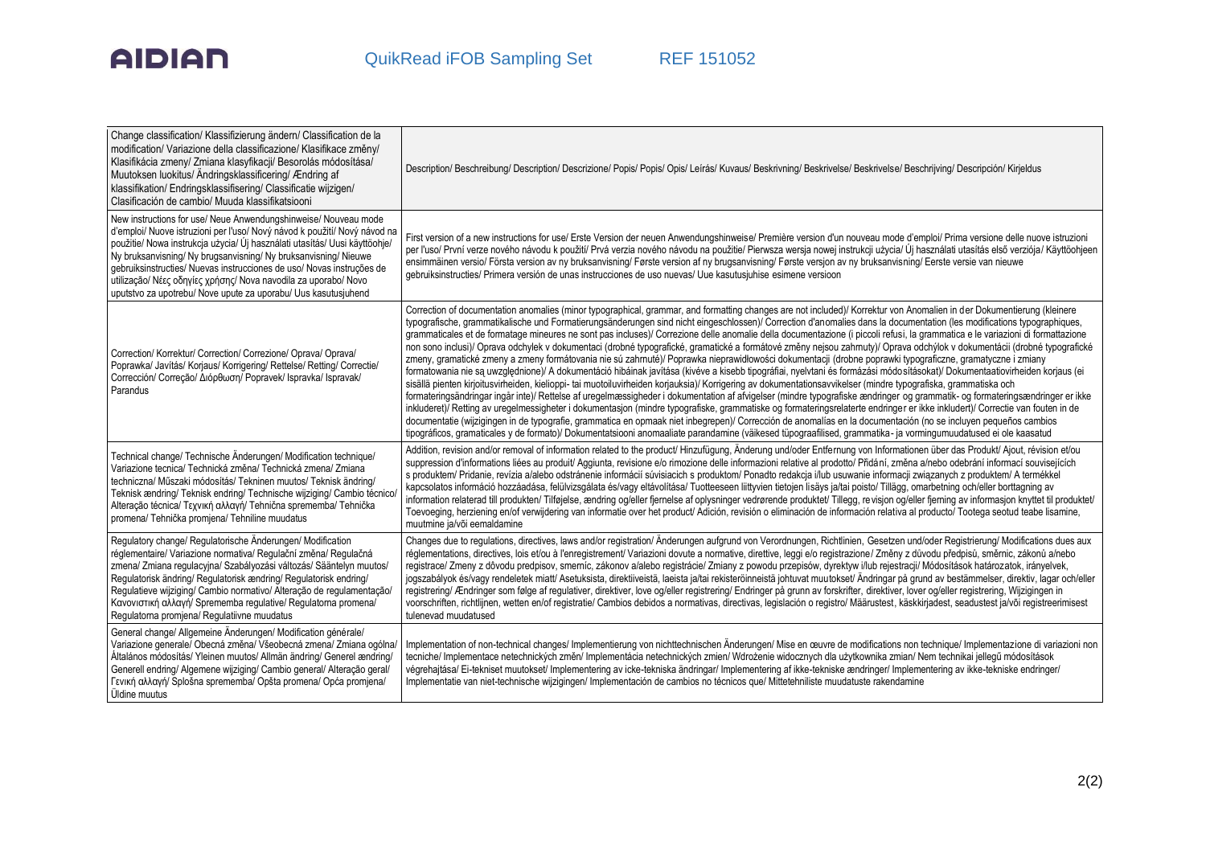| Change classification/ Klassifizierung ändern/ Classification de la modification/ Variazione della classificazione/ Klasifikace změny/ Klasifikácia zmeny/ Zmiana klasyfikacji/ Besorolás módosítása/ Muutoksen luokitus/ Ändringsklassificering/ Ændring af klassifikation/ Endringsklassifisering/ Classificatie wijzigen/ Clasificación de cambio/ Muuda klassifikatsiooni | Description/ Beschreibung/ Description/ Descrizione/ Popis/ Popis/ Opis/ Leírás/ Kuvaus/ Beskrivning/ Beskrivelse/ Beskrivelse/ Beschrijving/ Descripción/ Kirjeldus |
|---|---|
| New instructions for use/ Neue Anwendungshinweise/ Nouveau mode d'emploi/ Nuove istruzioni per l'uso/ Nový návod k použití/ Nový návod na použitie/ Nowa instrukcja użycia/ Új használati utasítás/ Uusi käyttöohje/ Ny bruksanvisning/ Ny brugsanvisning/ Ny bruksanvisning/ Nieuwe gebruiksinstructies/ Nuevas instrucciones de uso/ Novas instruções de utilização/ Νέες οδηγίες χρήσης/ Nova navodila za uporabo/ Novo uputstvo za upotrebu/ Nove upute za uporabu/ Uus kasutusjuhend | First version of a new instructions for use/ Erste Version der neuen Anwendungshinweise/ Première version d'un nouveau mode d'emploi/ Prima versione delle nuove istruzioni per l'uso/ První verze nového návodu k použití/ Prvá verzia nového návodu na použitie/ Pierwsza wersja nowej instrukcji użycia/ Új használati utasítás első verziója/ Käyttöohjeen ensimmäinen versio/ Första version av ny bruksanvisning/ Første version af ny brugsanvisning/ Første versjon av ny bruksanvisning/ Eerste versie van nieuwe gebruiksinstructies/ Primera versión de unas instrucciones de uso nuevas/ Uue kasutusjuhise esimene versioon |
| Correction/ Korrektur/ Correction/ Correzione/ Oprava/ Oprava/ Poprawka/ Javítás/ Korjaus/ Korrigering/ Rettelse/ Retting/ Correctie/ Corrección/ Correção/ Διόρθωση/ Popravek/ Ispravka/ Ispravak/ Parandus | Correction of documentation anomalies (minor typographical, grammar, and formatting changes are not included)/ Korrektur von Anomalien in der Dokumentierung (kleinere typografische, grammatikalische und Formatierungsänderungen sind nicht eingeschlossen)/ Correction d'anomalies dans la documentation (les modifications typographiques, grammaticales et de formatage mineures ne sont pas incluses)/ Correzione delle anomalie della documentazione (i piccoli refusi, la grammatica e le variazioni di formattazione non sono inclusi)/ Oprava odchylek v dokumentaci (drobné typografické, gramatické a formátové změny nejsou zahrnuty)/ Oprava odchýlok v dokumentácii (drobné typografické zmeny, gramatické zmeny a zmeny formátovania nie sú zahrnuté)/ Poprawka nieprawidłowości dokumentacji (drobne poprawki typograficzne, gramatyczne i zmiany formatowania nie są uwzględnione)/ A dokumentáció hibáinak javítása (kivéve a kisebb tipográfiai, nyelvtani és formázási módosításokat)/ Dokumentaatiovirheiden korjaus (ei sisällä pienten kirjoitusvirheiden, kielioppi- tai muotoiluvirheiden korjauksia)/ Korrigering av dokumentationsavvikelser (mindre typografiska, grammatiska och formateringsändringar ingår inte)/ Rettelse af uregelmæssigheder i dokumentation af afvigelser (mindre typografiske ændringer og grammatik- og formateringsændringer er ikke inkluderet)/ Retting av uregelmessigheter i dokumentasjon (mindre typografiske, grammatiske og formateringsrelaterte endringer er ikke inkludert)/ Correctie van fouten in de documentatie (wijzigingen in de typografie, grammatica en opmaak niet inbegrepen)/ Corrección de anomalías en la documentación (no se incluyen pequeños cambios tipográficos, gramaticales y de formato)/ Dokumentatsiooni anomaaliate parandamine (väikesed tüpograafilised, grammatika- ja vormingumuudatused ei ole kaasatud |
| Technical change/ Technische Änderungen/ Modification technique/ Variazione tecnica/ Technická změna/ Technická zmena/ Zmiana techniczna/ Műszaki módosítás/ Tekninen muutos/ Teknisk ändring/ Teknisk ændring/ Teknisk endring/ Technische wijziging/ Cambio técnico/ Alteração técnica/ Τεχνική αλλαγή/ Tehnična sprememba/ Tehnička promena/ Tehnička promjena/ Tehniline muudatus | Addition, revision and/or removal of information related to the product/ Hinzufügung, Änderung und/oder Entfernung von Informationen über das Produkt/ Ajout, révision et/ou suppression d'informations liées au produit/ Aggiunta, revisione e/o rimozione delle informazioni relative al prodotto/ Přidání, změna a/nebo odebrání informací souvisejících s produktem/ Pridanie, revízia a/alebo odstránenie informácií súvisiacich s produktom/ Ponadto redakcja i/lub usuwanie informacji związanych z produktem/ A termékkel kapcsolatos információ hozzáadása, felülvizsgálata és/vagy eltávolítása/ Tuotteeseen liittyvien tietojen lisäys ja/tai poisto/ Tillägg, omarbetning och/eller borttagning av information relaterad till produkten/ Tilføjelse, ændring og/eller fjernelse af oplysninger vedrørende produktet/ Tillegg, revisjon og/eller fjerning av informasjon knyttet til produktet/ Toevoeging, herziening en/of verwijdering van informatie over het product/ Adición, revisión o eliminación de información relativa al producto/ Tootega seotud teabe lisamine, muutmine ja/või eemaldamine |
| Regulatory change/ Regulatorische Änderungen/ Modification réglementaire/ Variazione normativa/ Regulační změna/ Regulačná zmena/ Zmiana regulacyjna/ Szabályozási változás/ Sääntelyn muutos/ Regulatorisk ändring/ Regulatorisk ændring/ Regulatorisk endring/ Regulatieve wijziging/ Cambio normativo/ Alteração de regulamentação/ Κανονιστική αλλαγή/ Sprememba regulative/ Regulatorna promena/ Regulatorna promjena/ Regulatiivne muudatus | Changes due to regulations, directives, laws and/or registration/ Änderungen aufgrund von Verordnungen, Richtlinien, Gesetzen und/oder Registrierung/ Modifications dues aux réglementations, directives, lois et/ou à l'enregistrement/ Variazioni dovute a normative, direttive, leggi e/o registrazione/ Změny z důvodu předpisů, směrnic, zákonů a/nebo registrace/ Zmeny z dôvodu predpisov, smerníc, zákonov a/alebo registrácie/ Zmiany z powodu przepisów, dyrektyw i/lub rejestracji/ Módosítások határozatok, irányelvek, jogszabályok és/vagy rendeletek miatt/ Asetuksista, direktiiveistä, laeista ja/tai rekisteröinneistä johtuvat muutokset/ Ändringar på grund av bestämmelser, direktiv, lagar och/eller registrering/ Ændringer som følge af regulativer, direktiver, love og/eller registrering/ Endringer på grunn av forskrifter, direktiver, lover og/eller registrering, Wijzigingen in voorschriften, richtlijnen, wetten en/of registratie/ Cambios debidos a normativas, directivas, legislación o registro/ Määrustest, käskkirjadest, seadustest ja/või registreerimisest tulenevad muudatused |
| General change/ Allgemeine Änderungen/ Modification générale/ Variazione generale/ Obecná změna/ Všeobecná zmena/ Zmiana ogólna/ Általános módosítás/ Yleinen muutos/ Allmän ändring/ Generel ændring/ Generell endring/ Algemene wijziging/ Cambio general/ Alteração geral/ Γενική αλλαγή/ Splošna sprememba/ Opšta promena/ Opća promjena/ Üldine muutus | Implementation of non-technical changes/ Implementierung von nichttechnischen Änderungen/ Mise en œuvre de modifications non technique/ Implementazione di variazioni non tecniche/ Implementace netechnických změn/ Implementácia netechnických zmien/ Wdrożenie widocznych dla użytkownika zmian/ Nem technikai jellegű módosítások végrehajtása/ Ei-tekniset muutokset/ Implementering av icke-tekniska ändringar/ Implementering af ikke-tekniske ændringer/ Implementering av ikke-tekniske endringer/ Implementatie van niet-technische wijzigingen/ Implementación de cambios no técnicos que/ Mittetehniliste muudatuste rakendamine |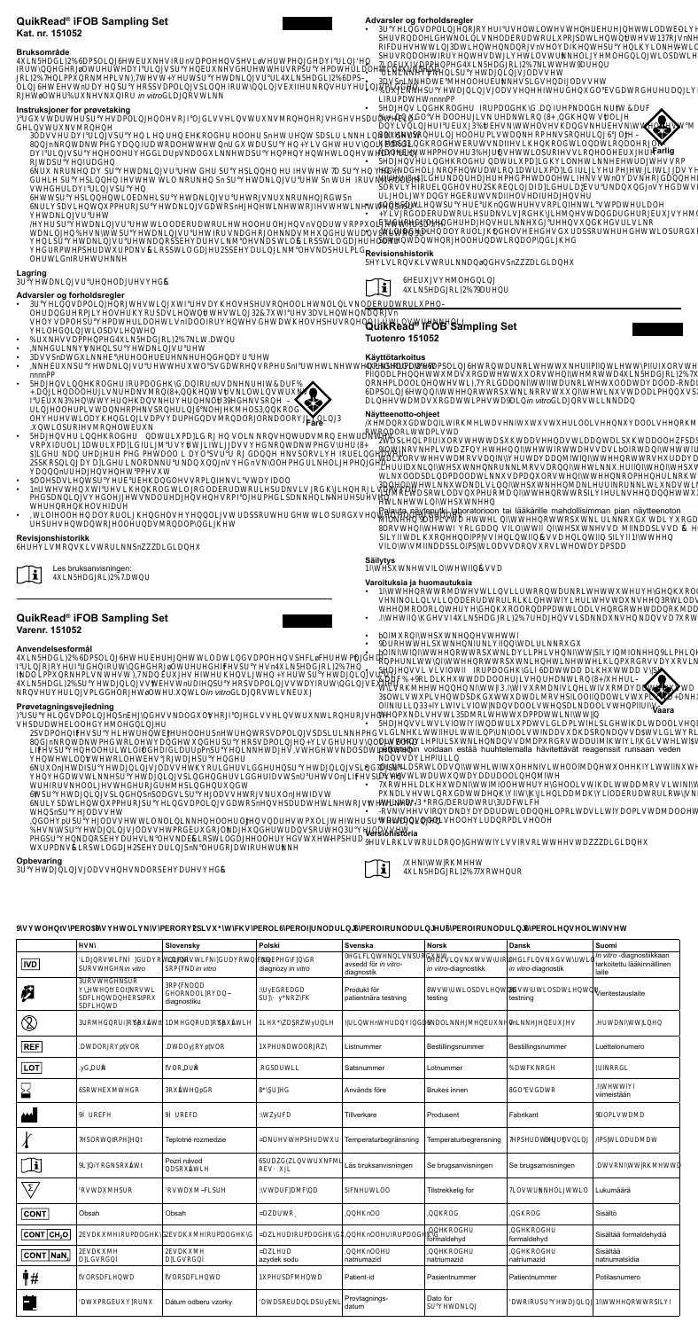## QuikRead® iFOB Sampling Set

**Kat. nr. 151052**

### Bruksområde

4XLN5HDG®,)2%6DPSOLQJ6HWEUXNHVLIRUWLQQVDPOLQJDYDYIøULQJVSUøYHUVRPVNDOWHVWHVIRU
IRUWVDWWQDQHJ|YRQWHLQNOLPLQHUSU¡YHQ7HVWHQHUEHUHJQHWIRUSURIHVMRQHOOEUXN7LOEUXN
JRJDQQHQPRPHQWDQH,)2%6DPSOLQJ6HWLQQHKROGHU,)2%SUøYHUUHQQHURJ,)2%6DPSOLQJ
OLQJ6HWVEUXNVDQYLVQLQJ,)2%6DPSOLQJ6HWKHQWHVSRVLWLYWHVWIRUDWHVWHQLNDVVHWWHV
RJKHOWKWDVWLUHXQG *in vitro*GLDJQRVH

### Instruksjoner for prøvetaking

)RUGXWDUHUSU¡YHWDNLQJHQRJOHVDOOLQVWUXNVMRQHQHJU|QGLJDOOHGHVIRUDWGX
GHQDYVOXWWHQGHQRMDNWLJ
3DVVYHGDWSU¡YHQLNNHEOLUNRQWDPLQHUWPHGXULQRJYDQQ/HJJHWODJPHGGRSDSLUHOOHUVDPSOL
QJKDQPQNOHGGSRQDNNHQRJSDNNWHLQQMHSHQQGUHVNYDOVSUXNHQDQQRJIHUVNSUøYHLQQDYILJ
DYI¡ULQJVSU¡YHQHOOHUWDNHLOWHSUøYHVSHVLPHQQWLODWFUQQHJDYJMVNRWWHUVDQQQDUHN
RJDYVWWDPHNDRGH
6NUXKHWDYSU¡YHWDNLQJV3URYHWDNHUHQGHSU¡YHWDNLQJVSLQQHQDYWDNRJVRXQVLJQRJWDU
GHWKHQIRUVHNWLOQRUGVNLQJWXEHQRJVRKKHUSUøYHQVWDNNWVRUWKHYRPHKRYHGNRQWUROOHV
VWXHOHNDEWHLQQSURUV
6HWWYHSHQQOGHQRJJRSKDUVHUUPHWRNUHWQRHHQWRJWHNKHWWDWVWLQJ3URYHWDNHURJJ
6NULYSHQDYQHWRJLQNNWHUQHPSUøYHWDNLQJVGDWRWHKLQRGHQPHPEHULQNOHGHUWRUGHUVIUV
YWHNLQJHUDQQHW
/HYHUSUøYHWDNLQJVUøUHWWLOODERUDWRULHWRJVYDUNRQYROOQHNWHUGHVDPHGDJDOOKULRUQ
WDNLQJHQHVPHGVLNHUOLJWHUVYHQLMSRVHDYWHOWJLVWHUPRVWLWHNWHURSWHPHWUQLPLWDUQ
YHQDSSXOHUYLWDWRSSEHYDUWDPODVHDHOOHUSDMRMURDHOOGNDSRVRHKVPEHSLOGLQJ
YHGRUPHGNRPPXQVLSDSSSDSSUøYHSUHVHWSURVWRFFRUGUWTQHNRUHKGMDQWDNVSDUVRNSUS
HOOHUNRUGHUHNNHWH

### Lagring

3U¡YHWDNLQJVVHWWHWNDQOHYHUHV

### Advarsler og forholdsregler

- 3U¡YHWDNLQJVVHWWHWHUNXQIRUHQJDQJVEUXNRJNDQLNNHJMHQEUXNHVHWWHURPSURYH OHIDOOLQJHQHOOHUVHXWDVNHIRUEUXNRJVHOYRPSRVHQHUVNDGHW
- %UXNHVDPSOHVHWXWHQHNHVS
- ,NNHVGXVNYDVNSUøYHWDNLQJVUøUHW
- ,NNHEUXNSUøYHWDNLQJVUøUHWHQJDQJDWWHGDNW
- ,NNHEUXNSU¡YHWDNLQJVUøUHWHWWHUXWO¡SVGDWRPSRNDODNHWHNWDNVLQWHGDWRQWDNLQJVUøUHW
- 5HSURNRPPHQGDVMRQVLQDSSDUDWRUYDUVHOJHOVHVOHVVHPDVKHRUDWH ,)2% ,DSDGULVVHQ TQQQL4XLN5HDG
- 5HDJHQVOHGKHDGLRIRUNRQWDNWLNNHHODLRJDUNGHWVNDQHRJVRPLLNNHUYHUPLRWLQNRUULKHQJ 4XLN5HDG ,)2%8RJWRUGH
  IORWWJUDGHULQJVDSSDUDWHWFUVDSDSUHVWHQRJWLOHQSULQJUHDONHSWGHOHUHQDNEHXPLWWH
- $OODYIDOONDQVNHEHKDQGOHVVRPSRWHQVLHOWVPLWWHQGH6NDOVKLNOHWLOPRQDOYHVVGHUVRP
- 1nUHWVWLMSURYHUHUKDQGWHUWVNDODOODYIDOOHWDYKHQGHHWWHUSURMRNWRUDQGRPSVLNHUKHW
  SHGPPHQHURSUøYHWDNLQJVUøUHWRJRSHQHWWHUVNDQHNWDWPHQSUøYHWDNLQJVVHWWHW
- 7LOEHKøUHQGHYHGWHSUøYHWDNLQJVUøUHWVNDOOHYHUHVLQQWLODERUDWRULHW

### Revisjonshistorikk

6HUHYLVMRQVKLVWRULNNSnZZZDLGLDQFRP

Les bruksanvisningen:
4XLN5HDG,)2%.LWDQW

## QuikRead® iFOB Sampling Set

**Varenr. 151052**

### Anvendelsesformål

4XLN5HDG®,)2%6DPSOLQJ6HWEUXNHVWLODWIRUDWWDEHDUEHLGHWSURYHUWDJHWIUDDIIøULQJ
IRUIRUGHODJHULQGHQDQDO\VHHQPHGDSSDUDWHW4XLN5HDGJRJRYHUOHYHUHURSWLOVXQGKHG
VSHFLDOLVHUHWDQYHQGHOVHVLQIRUSODQOLJJHQGHLQDQDO\VHPHGQRJOHVSHFLILNH4XLN5HDG
4XLN5HDG,)2%6DPSOLQJ6HWHUNXQEHUHJQHWWLOSURIHVVLRQHOEUXNWLOVHOYHVWLQJHUNRPPHQHU
NRQWUROIRUSUøYHQHIWHUVLDJQRVWLOLQGGHWRJIRU *in vitro*GLDJQRVWLN

### Prøvetagningsvejledning

)RUHUHWSUøYHWDJQLQJHQSnEHJ\QGHVNDOGXOHVHKHOHYHMOHGQLQJHQRJYRUGHU
VSHFLDOOHEHDFKKHQOLJHQVSUøYH
2SVDPOHDIIøULQJHQLHWUHQWRJW¡UWEHKROGHUHOOHUSnHQSDSLUGnVSURYHOSnVNNHUOLJWRNHQ
IURNRPPLQJHIRUDWXQGJnNRQWDPLQHULQJPHGXULQRJYDQG
6NUXnOnJHWDISUøYHWDJQLQJVUøUHWRJWDJSUøYHWDJQLQJVSLQGHQXGRJVWLNGHQLDIIøULQJHQ
IUHPGHOHQDIDIIøULQJHQPHQGHWHUYLJWLJVHSURSHUWLOHQDSSVKHQWLOIRUVLJWLJDWKROGHWVHQ
6QXUIRUHWDGSUøYHWDJQLQJVUøUHWRJO¡NHWLVLJVHOYLOFRUSURSSHURRUYDDJUHOODJWXQJ
6NULYSDWLHQWQDYQRJSUøYHWDJQLQJVGDWRHQHWLNHWWHQSnSUøYHWDJQLQJVUøUHW
/HYHUSUøYHWDJQLQJVUøUHWWLOODERUDWRULHWVDPPHGDJRJSnYHWHULQJHQ
%HVNDWSUøYHWDJQLQJVUøUHWSnSDSLUSRVHQRJO¡NVHOVHVWDYOHU

### Opbevaring

3U¡YHWDJQLQJVVHWWHWVNDORSEHYDUHVYHG

### Advarsler og forholdsregler

- 3U¡YHWDJQLQJVVHWWHWHUNXQEHUHJQHWWLOHQJDQJVEUXNRJNDQLNNHJHQDQYHQGHV%UXJ9ULDQWLNNH1
  SHUSU¡YHWDJQLQJHOOHUVNDOODYLSRVHQGHEHVNDGLJHWRJ9HRVVUHSKLNHUQLVWDWHHUEHVNDGLJH
  RQGXVHUPHGVDOVNRPSHOVHHQLNNHDOOHV
- 3U¡YHWDJQLQJVUøUHWHUNXQWLOHQJDQJVEUXN
  8QGJnDWIRUXUHQHSU¡YHWDJQLQJVUøUHW
- 3U¡YHWDJQLQJVUøUHWPnLNNHJHQDQYHQGHV%HQ\WLNNHSU¡YHWDJQLQJVUøUHWHWHUXGO¡EVGDWR
  DQJLYHWSnHWLNHWWHQ
- 5HDJHQVOHGKHDGLRIRUNRQWDNWLNNHPHGKXGRJ¡MQHIIHGHRP4XLN5HDGL)2% -8*
  ERUQRQLDHOPLWOLNHOODUW
- 5HDJHQVMHNWWULORJQ\VHUHPDWHULDOHWWLOVLNNHUKHGVGDWDEODGPHGKDQGVNHUOLJHVNRODJQSnNXQHU
- $OWDIIDOGVNDOKnQGWHUHVVRPSRWHQWLHOWVPLWVRPW
- 1nUWHVWHQHUXGI¡UWVNDODOWDIIDOGVEHKDQGOHVHIWHUJHOGHQGHQDWLRQDOHUHJOHU
- ,JDQJKRVGHWILQDOHDQDO\VHDIS¡UGHVYHGKMHOSDIHQJRGNHQGWPHWRGHVRPHUEHUHJQHWWLO
  SUøYHWDJQLQJVVHWVWLQGNRQWDNWSnDDOOHGDJ

### Revisionshistorik

5HYLVLRQVKLVWRULNNDQVHVSnZZZDLGLDQFRP

6HEUXJVDQYLVQLQJ
4XLN5HDG,)2%.LWDQW

## QuikRead® iFOB Sampling Set

**Tuotenro 151052**

### Käyttötarkoitus

4XLN5HDG®,)2%6DPSOLQJ6HWRQWDUNRLWHWWXXORVWHQQ\WWHHQNHUllPLVHHQWRGHWWDHVVl
QlNRWMDQDKWLDOPDVWDRYHUWDLVLQDQDO\\VLQNDVVDWLYLNVLNXDQDO\\VLQRWWHLWD4XLN5HDG,)2%
6DPSOLQJ6HWRQWDUNRLWHWWXDPPDWWLNl\WW||QMDLVDDOOHPPDXVWRLVLNDLVLDQNDOOLVWD,7
DLHPRVDWYRODWDDPLQHQMRV *in vitro*GLDJQRVWLLNNDDQ

### Näytteenotto-ohjeet

/XHNDDQRNXQYDDWDVHQlNHDPLNHMPLHHQWPHMOROHNHQlLWDHNDLQVWUXNWLRWHLWH
UDVDDYRQDD
$VHWDSDSHULOYOLWDMDUHDDOXLQNYDPHQOHXOHPDWDVDYROYDLVWLVD KVWLDNDLDAVXNLRUSHUNLQD
QLNLWLHLW\WWHWWHKWHHLVWLRWVHPYLOOHHLQWHUYNODLUNVLKKDVLKHSLHQHWHPPLQRWR\DDQHQ
YDDVDWDWWLOWLOWODLVHVWLQHHWWHDUQXVWWDWHWHOODOHHWDVVLNRQDLDMDQWRKLQHQHLL
$KXLRQODHLWDHLVWHHWLHKNQRLGRLQWHUYDORQNDLXWNOLNDQLQL.HLLQWHWMRLWWHLQ\WHRDLQDV
WLHQHHORQHWLLNNRQWOODLVHQWUYDOXWWHVLRNODLPLHQLSHHOOHQRPHOOHOXNDQWHGRNHLYLRWPHW
TQ]]]]NLWWHQNRXQDOHNWOLPHQMHODQWDOLVVHDQKHOODDLWRWWXOLLNDVLOONVLWDHWWDLNND
HWWLQHQNOXDDQMHNWWDQHN

Palauta näyteputki laboratorioon tai lääkärille mahdollisimman pian näytteenoton jälkeen.

### Säilytys

1l\WWHHQRWWRVHWWLVlLO\WHWllQ

### Varoituksia ja huomautuksia

- 1l\WWHHQRWWRVHWWLRQNHUWDNl\WW|LQHQMRWHQVLWlHLVDDNl\WWllXXGHOOHHQ
  WHHQNlVLWWHO\YDLKHHQNl\WWllPLVHQSRLVWRNVLNVLWllQVLNV
- .lVLWWHO\QlLWWHLWl4XLN5HDG,)2%7HVWLOODLWHHOOD
- bOlNl\WlQl\WWHHQRWWRSXWNHD
- 9DUPLVWDHWWHQ\WWHHQRWWRSXWNLHLROHNl\WHWW\
- bOlNl\WlQl\WWHHQRWWRSXWNHDYLLPHLVHQNl\WW|SlLYlQMlONHHQ
- 5HDJHQVVHYHVYLVWLIRUPRWWLNRQWRVVlLKRDMDVLOPLlQNUHDJHQWLWYDDUDW
- 7RKPDOOLVLDMDWHKGHOOLQHQWHUHHQDWWRROLVWDWDPXXWNRQ
- .DLNNLMlWWHHWRQNlVLWHOWlYlPDKGROOLVHVWLLQIHNWLRRQDJ\QLQWLJXRYLDUVD
- 7XORNVHWRQWXONLWWDYDOlKHWHVWDYDOOHMDKHQNLO|NRKWDLVHVWLWXNLNRVWDUNDVWL
- 9LHGlWXONLWWDWXORVWDWXWNLPXNVHQNDLNNLDQDO\\VLWXORNVHW

Palautus voidaan estää huomattavat reagenssit runsaan veden kanssa.

### Versiohistoria

9HUVLRKLVWRULDQO|\GlWVLYXLOWDZZZDLGLDQFRP

<br>

7XWXVWXN\\\WW|RKMHHVHHQ
4XLN5HDG,)2%.LWDQW

9\VWHOQlWV\PEROVHVLVNDWLD\\WLVWWHVLPEROVVWUWNRPSOHNWSLFWRJUDPVVWUDUVLPERROLVWHWIRUGHOPLQJHU

| | Česky | Slovensky | Polski | Svenska | Norsk | Dansk | Suomi |
|---|---|---|---|---|---|---|---|
| IVD | Diagnostický zdravotnický prostředek *in vitro* | Diagnostická zdravotnícka pomôcka *in vitro* | Wyrób medyczny do diagnozy *in vitro* | Medicinteknisk produkt avsedd för in vitro-diagnostik | Medisinsk utstyr til *in vitro*-diagnostikk | Medicinsk udstyr til *in vitro*-diagnostik | *In vitro* -diagnostiikkaan tarkoitettu lääkinnällinen laite |
| | Prostředek pro testování v blízkosti pacienta | Pomôcka na testovanie v blízkosti pacienta | Urządzenie do testów przyłóżkowych | Produkt för patientnära testning | Utstyr til pasientnær testing | Udstyr til patientnær testing | Vieritestauslaite |
| | Nepoužívat opakovaně | Nepoužívajte opakovane | Nie używać ponownie | Får inte återanvändas | Må ikke gjenbrukes | Må ikke genbruges | Kertakäyttöinen |
| REF | Katalogové číslo | Katalógové číslo | Numer katalogowy | Listnummer | Bestillingsnummer | Bestillingsnummer | Luettelonumero |
| LOT | Kód šarže | Číslo šarže | Kod partii | Satsnummer | Lotnummer | Batchkode | Eränumero |
| | Spotřebujte do | Použite do | Data ważności | Används före | Brukes innen | Anvendes før | Viimeinen käyttöpäivä |
| | Výrobce | Výrobca | Wytwórca | Tillverkare | Produsent | Fabrikant | Valmistaja |
| | Teplotní omezení | Teplotné rozmedzie | Zakres temperatur | Temperaturbegränsning | Temperaturbegrensning | Temperaturbegrænsning | Lämpötilarajoitus |
| | Viz návod k použití | Pozri návod na použitie | Sprawdź w instrukcji obsługi | Läs bruksanvisningen | Se bruksanvisningen | Se brugsanvisningen | Katso käyttöohjeita |
| | Dostačující pro | Dostačujúce pre | Wystarczająca ilość | Räcker till | Tilstrekkelig for | Tilstrækkeligt til | Lukumäärä |
| CONT | Obsah | Obsah | Zawartość | Innehåll | Innhold | Indhold | Sisältö |
| CONT CH₂O | Obsahuje formaldehyd | Obsahuje formaldehyd | Zawiera formaldehyd | Innehåller formaldehyd | Inneholder formaldehyd | Indeholder formaldehyd | Sisältää formaldehydiä |
| CONT NaN₃ | Obsahuje azid sodný | Obsahuje azid sodný | Zawiera azydek sodu | Innehåller natriumazid | Inneholder natriumazid | Indeholder natriumazid | Sisältää natriumatsidia |
| # | Číslo pacienta | Číslo pacienta | Numer pacjenta | Patient-id | Pasientnummer | Patientnummer | Potilasnumero |
| | Datum odběru vzorku | Dátum odberu vzorky | Data pobrania próbki | Provtagningsdatum | Dato for prøvetaking | Dato for prøvetagning | Näytteenottopäivä |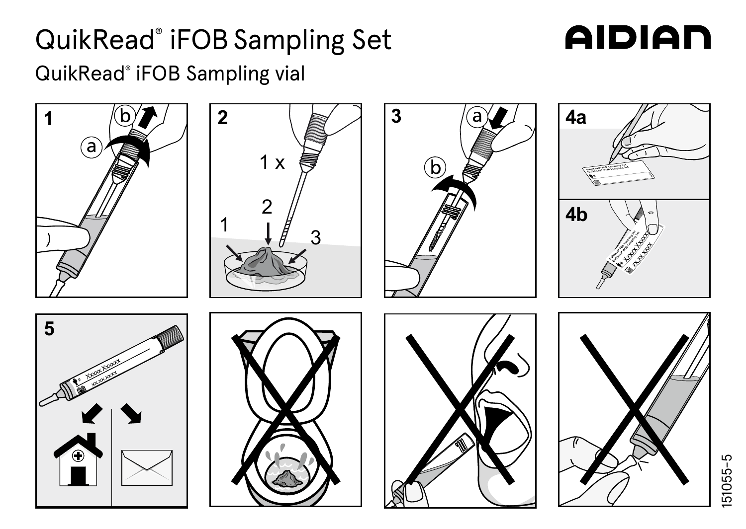# QuikRead® iFOB Sampling Set

AIDIAN

QuikRead® iFOB Sampling vial

1

a

b

2

1 x

1

2

3

3

a

b

4a

4b

5

151055-5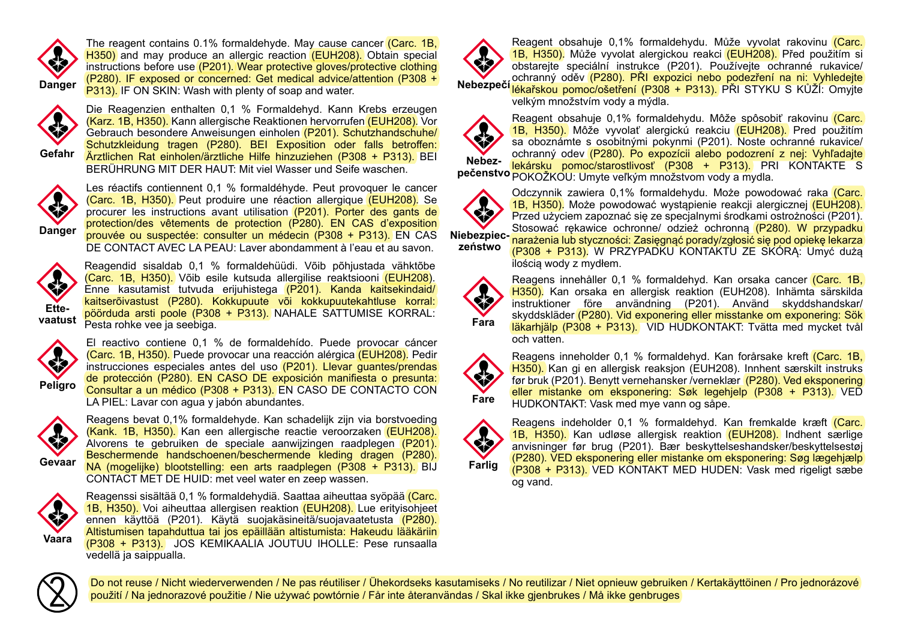**Danger**

The reagent contains 0.1% formaldehyde. May cause cancer (Carc. 1B, H350) and may produce an allergic reaction (EUH208). Obtain special instructions before use (P201). Wear protective gloves/protective clothing (P280). IF exposed or concerned: Get medical advice/attention (P308 + P313). IF ON SKIN: Wash with plenty of soap and water.

**Gefahr**

Die Reagenzien enthalten 0,1 % Formaldehyd. Kann Krebs erzeugen (Karz. 1B, H350). Kann allergische Reaktionen hervorrufen (EUH208). Vor Gebrauch besondere Anweisungen einholen (P201). Schutzhandschuhe/ Schutzkleidung tragen (P280). BEI Exposition oder falls betroffen: Ärztlichen Rat einholen/ärztliche Hilfe hinzuziehen (P308 + P313). BEI BERÜHRUNG MIT DER HAUT: Mit viel Wasser und Seife waschen.

**Danger**

Les réactifs contiennent 0,1 % formaldéhyde. Peut provoquer le cancer (Carc. 1B, H350). Peut produire une réaction allergique (EUH208). Se procurer les instructions avant utilisation (P201). Porter des gants de protection/des vêtements de protection (P280). EN CAS d'exposition prouvée ou suspectée: consulter un médecin (P308 + P313). EN CAS DE CONTACT AVEC LA PEAU: Laver abondamment à l'eau et au savon.

**Ettevaatust**

Reagendid sisaldab 0,1 % formaldehüüdi. Võib põhjustada vähktõbe (Carc. 1B, H350). Võib esile kutsuda allergilise reaktsiooni (EUH208). Enne kasutamist tutvuda erijuhistega (P201). Kanda kaitsekindaid/ kaitserõivastust (P280). Kokkupuute või kokkupuutekahtluse korral: pöörduda arsti poole (P308 + P313). NAHALE SATTUMISE KORRAL: Pesta rohke vee ja seebiga.

**Peligro**

El reactivo contiene 0,1 % de formaldehído. Puede provocar cáncer (Carc. 1B, H350). Puede provocar una reacción alérgica (EUH208). Pedir instrucciones especiales antes del uso (P201). Llevar guantes/prendas de protección (P280). EN CASO DE exposición manifiesta o presunta: Consultar a un médico (P308 + P313). EN CASO DE CONTACTO CON LA PIEL: Lavar con agua y jabón abundantes.

**Gevaar**

Reagens bevat 0,1% formaldehyde. Kan schadelijk zijn via borstvoeding (Kank. 1B, H350). Kan een allergische reactie veroorzaken (EUH208). Alvorens te gebruiken de speciale aanwijzingen raadplegen (P201). Beschermende handschoenen/beschermende kleding dragen (P280). NA (mogelijke) blootstelling: een arts raadplegen (P308 + P313). BIJ CONTACT MET DE HUID: met veel water en zeep wassen.

**Vaara**

Reagenssi sisältää 0,1 % formaldehydiä. Saattaa aiheuttaa syöpää (Carc. 1B, H350). Voi aiheuttaa allergisen reaktion (EUH208). Lue erityisohjeet ennen käyttöä (P201). Käytä suojakäsineitä/suojavaatetusta (P280). Altistumisen tapahduttua tai jos epäillään altistumista: Hakeudu lääkäriin (P308 + P313). JOS KEMIKAALIA JOUTUU IHOLLE: Pese runsaalla vedellä ja saippualla.

**Nebezpečí**

Reagent obsahuje 0,1% formaldehydu. Může vyvolat rakovinu (Carc. 1B, H350). Může vyvolat alergickou reakci (EUH208). Před použitím si obstarejte speciální instrukce (P201). Používejte ochranné rukavice/ ochranný oděv (P280). PŘI expozici nebo podezření na ni: Vyhledejte lékařskou pomoc/ošetření (P308 + P313). PŘI STYKU S KŮŽÍ: Omyjte velkým množstvím vody a mýdla.

**Nebezpečenstvo**

Reagent obsahuje 0,1% formaldehydu. Môže spôsobiť rakovinu (Carc. 1B, H350). Môže vyvolať alergickú reakciu (EUH208). Pred použitím sa oboznámte s osobitnými pokynmi (P201). Noste ochranné rukavice/ ochranný odev (P280). Po expozícii alebo podozrení z nej: Vyhľadajte lekársku pomoc/starostlivosť (P308 + P313). PRI KONTAKTE S POKOŽKOU: Umyte veľkým množstvom vody a mydla.

**Niebezpieczeństwo**

Odczynnik zawiera 0,1% formaldehydu. Może powodować raka (Carc. 1B, H350). Może powodować wystąpienie reakcji alergicznej (EUH208). Przed użyciem zapoznać się ze specjalnymi środkami ostrożności (P201). Stosować rękawice ochronne/ odzież ochronną (P280). W przypadku narażenia lub styczności: Zasięgnąć porady/zgłosić się pod opiekę lekarza (P308 + P313). W PRZYPADKU KONTAKTU ZE SKÓRĄ: Umyć dużą ilością wody z mydłem.

**Fara**

Reagens innehåller 0,1 % formaldehyd. Kan orsaka cancer (Carc. 1B, H350). Kan orsaka en allergisk reaktion (EUH208). Inhämta särskilda instruktioner före användning (P201). Använd skyddshandskar/ skyddskläder (P280). Vid exponering eller misstanke om exponering: Sök läkarhjälp (P308 + P313). VID HUDKONTAKT: Tvätta med mycket tvål och vatten.

**Fare**

Reagens inneholder 0,1 % formaldehyd. Kan forårsake kreft (Carc. 1B, H350). Kan gi en allergisk reaksjon (EUH208). Innhent særskilt instruks før bruk (P201). Benytt vernehansker /verneklær (P280). Ved eksponering eller mistanke om eksponering: Søk legehjelp (P308 + P313). VED HUDKONTAKT: Vask med mye vann og såpe.

**Farlig**

Reagens indeholder 0,1 % formaldehyd. Kan fremkalde kræft (Carc. 1B, H350). Kan udløse allergisk reaktion (EUH208). Indhent særlige anvisninger før brug (P201). Bær beskyttelseshandsker/beskyttelsestøj (P280). VED eksponering eller mistanke om eksponering: Søg lægehjælp (P308 + P313). VED KONTAKT MED HUDEN: Vask med rigeligt sæbe og vand.

Do not reuse / Nicht wiederverwenden / Ne pas réutiliser / Ühekordseks kasutamiseks / No reutilizar / Niet opnieuw gebruiken / Kertakäyttöinen / Pro jednorázové použití / Na jednorazové použitie / Nie używać powtórnie / Får inte återanvändas / Skal ikke gjenbrukes / Må ikke genbruges